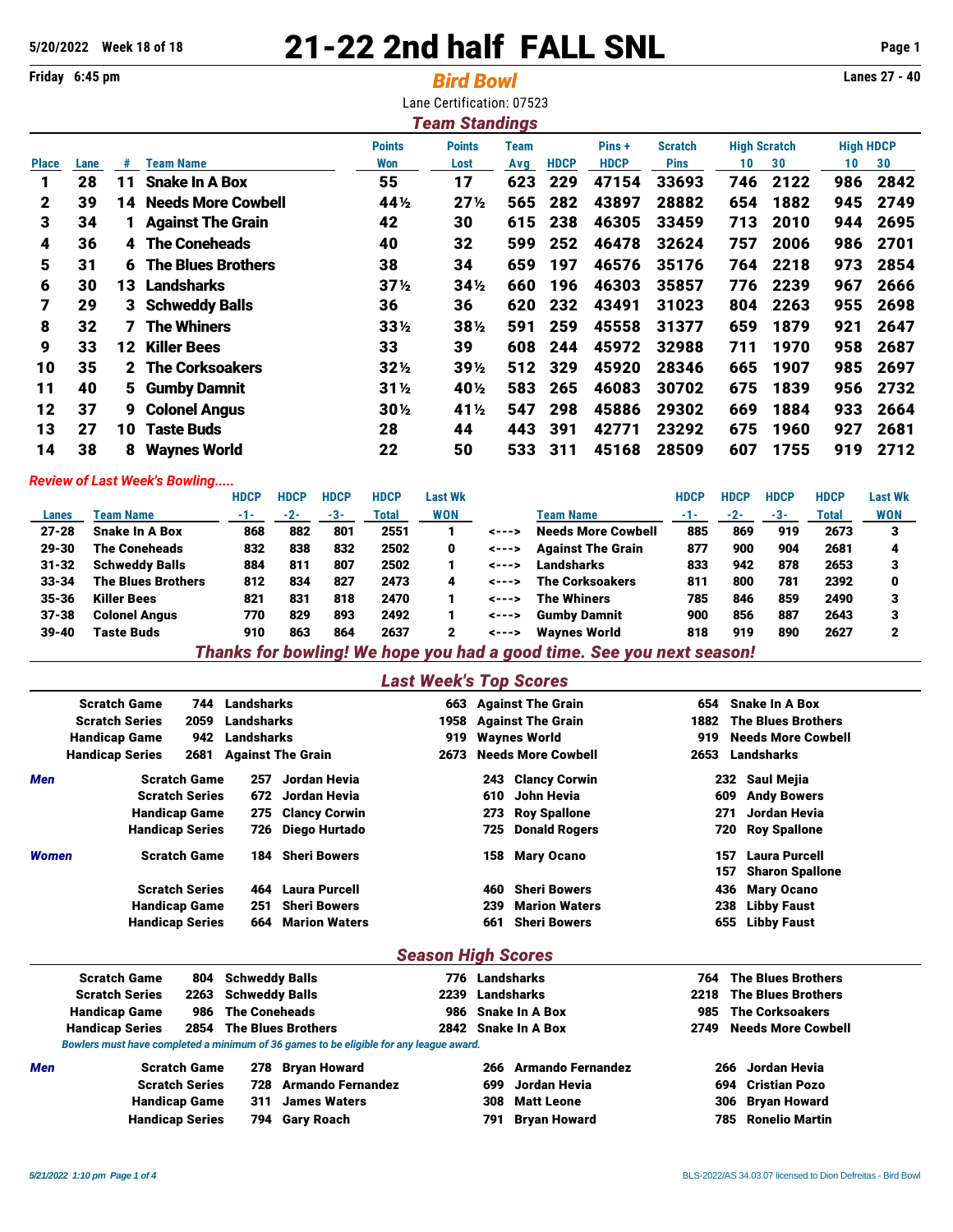5/20/2022 Week 18 of 18

# 21-22 2nd half FALL SNL

Friday 6:45 pm

## *Bird Bowl*

Lanes 27 - 40

Lane Certification: 07523

### *Team Standings*

| Place | Lane | # | Team Name | Points Won | Points Lost | Team Avg | HDCP | Pins + HDCP | Scratch Pins | High Scratch 10 | High Scratch 30 | High HDCP 10 | High HDCP 30 |
|---|---|---|---|---|---|---|---|---|---|---|---|---|---|
| 1 | 28 | 11 | Snake In A Box | 55 | 17 | 623 | 229 | 47154 | 33693 | 746 | 2122 | 986 | 2842 |
| 2 | 39 | 14 | Needs More Cowbell | 44½ | 27½ | 565 | 282 | 43897 | 28882 | 654 | 1882 | 945 | 2749 |
| 3 | 34 | 1 | Against The Grain | 42 | 30 | 615 | 238 | 46305 | 33459 | 713 | 2010 | 944 | 2695 |
| 4 | 36 | 4 | The Coneheads | 40 | 32 | 599 | 252 | 46478 | 32624 | 757 | 2006 | 986 | 2701 |
| 5 | 31 | 6 | The Blues Brothers | 38 | 34 | 659 | 197 | 46576 | 35176 | 764 | 2218 | 973 | 2854 |
| 6 | 30 | 13 | Landsharks | 37½ | 34½ | 660 | 196 | 46303 | 35857 | 776 | 2239 | 967 | 2666 |
| 7 | 29 | 3 | Schweddy Balls | 36 | 36 | 620 | 232 | 43491 | 31023 | 804 | 2263 | 955 | 2698 |
| 8 | 32 | 7 | The Whiners | 33½ | 38½ | 591 | 259 | 45558 | 31377 | 659 | 1879 | 921 | 2647 |
| 9 | 33 | 12 | Killer Bees | 33 | 39 | 608 | 244 | 45972 | 32988 | 711 | 1970 | 958 | 2687 |
| 10 | 35 | 2 | The Corksoakers | 32½ | 39½ | 512 | 329 | 45920 | 28346 | 665 | 1907 | 985 | 2697 |
| 11 | 40 | 5 | Gumby Damnit | 31½ | 40½ | 583 | 265 | 46083 | 30702 | 675 | 1839 | 956 | 2732 |
| 12 | 37 | 9 | Colonel Angus | 30½ | 41½ | 547 | 298 | 45886 | 29302 | 669 | 1884 | 933 | 2664 |
| 13 | 27 | 10 | Taste Buds | 28 | 44 | 443 | 391 | 42771 | 23292 | 675 | 1960 | 927 | 2681 |
| 14 | 38 | 8 | Waynes World | 22 | 50 | 533 | 311 | 45168 | 28509 | 607 | 1755 | 919 | 2712 |

*Review of Last Week's Bowling.....*

| Lanes | Team Name | HDCP -1- | HDCP -2- | HDCP -3- | HDCP Total | Last Wk WON | | Team Name | HDCP -1- | HDCP -2- | HDCP -3- | HDCP Total | Last Wk WON |
|---|---|---|---|---|---|---|---|---|---|---|---|---|---|
| 27-28 | Snake In A Box | 868 | 882 | 801 | 2551 | 1 | <---> | Needs More Cowbell | 885 | 869 | 919 | 2673 | 3 |
| 29-30 | The Coneheads | 832 | 838 | 832 | 2502 | 0 | <---> | Against The Grain | 877 | 900 | 904 | 2681 | 4 |
| 31-32 | Schweddy Balls | 884 | 811 | 807 | 2502 | 1 | <---> | Landsharks | 833 | 942 | 878 | 2653 | 3 |
| 33-34 | The Blues Brothers | 812 | 834 | 827 | 2473 | 4 | <---> | The Corksoakers | 811 | 800 | 781 | 2392 | 0 |
| 35-36 | Killer Bees | 821 | 831 | 818 | 2470 | 1 | <---> | The Whiners | 785 | 846 | 859 | 2490 | 3 |
| 37-38 | Colonel Angus | 770 | 829 | 893 | 2492 | 1 | <---> | Gumby Damnit | 900 | 856 | 887 | 2643 | 3 |
| 39-40 | Taste Buds | 910 | 863 | 864 | 2637 | 2 | <---> | Waynes World | 818 | 919 | 890 | 2627 | 2 |

*Thanks for bowling! We hope you had a good time. See you next season!*

### *Last Week's Top Scores*

| | | | | | | |
|---|---|---|---|---|---|---|
| Scratch Game | 744 | Landsharks | 663 | Against The Grain | 654 | Snake In A Box |
| Scratch Series | 2059 | Landsharks | 1958 | Against The Grain | 1882 | The Blues Brothers |
| Handicap Game | 942 | Landsharks | 919 | Waynes World | 919 | Needs More Cowbell |
| Handicap Series | 2681 | Against The Grain | 2673 | Needs More Cowbell | 2653 | Landsharks |

| *Men* | | | | | | | |
|---|---|---|---|---|---|---|---|
| | Scratch Game | 257 | Jordan Hevia | 243 | Clancy Corwin | 232 | Saul Mejia |
| | Scratch Series | 672 | Jordan Hevia | 610 | John Hevia | 609 | Andy Bowers |
| | Handicap Game | 275 | Clancy Corwin | 273 | Roy Spallone | 271 | Jordan Hevia |
| | Handicap Series | 726 | Diego Hurtado | 725 | Donald Rogers | 720 | Roy Spallone |

| *Women* | | | | | | | |
|---|---|---|---|---|---|---|---|
| | Scratch Game | 184 | Sheri Bowers | 158 | Mary Ocano | 157 | Laura Purcell |
| | | | | | | 157 | Sharon Spallone |
| | Scratch Series | 464 | Laura Purcell | 460 | Sheri Bowers | 436 | Mary Ocano |
| | Handicap Game | 251 | Sheri Bowers | 239 | Marion Waters | 238 | Libby Faust |
| | Handicap Series | 664 | Marion Waters | 661 | Sheri Bowers | 655 | Libby Faust |

### *Season High Scores*

| | | | | | | |
|---|---|---|---|---|---|---|
| Scratch Game | 804 | Schweddy Balls | 776 | Landsharks | 764 | The Blues Brothers |
| Scratch Series | 2263 | Schweddy Balls | 2239 | Landsharks | 2218 | The Blues Brothers |
| Handicap Game | 986 | The Coneheads | 986 | Snake In A Box | 985 | The Corksoakers |
| Handicap Series | 2854 | The Blues Brothers | 2842 | Snake In A Box | 2749 | Needs More Cowbell |

*Bowlers must have completed a minimum of 36 games to be eligible for any league award.*

| *Men* | | | | | | | |
|---|---|---|---|---|---|---|---|
| | Scratch Game | 278 | Bryan Howard | 266 | Armando Fernandez | 266 | Jordan Hevia |
| | Scratch Series | 728 | Armando Fernandez | 699 | Jordan Hevia | 694 | Cristian Pozo |
| | Handicap Game | 311 | James Waters | 308 | Matt Leone | 306 | Bryan Howard |
| | Handicap Series | 794 | Gary Roach | 791 | Bryan Howard | 785 | Ronelio Martin |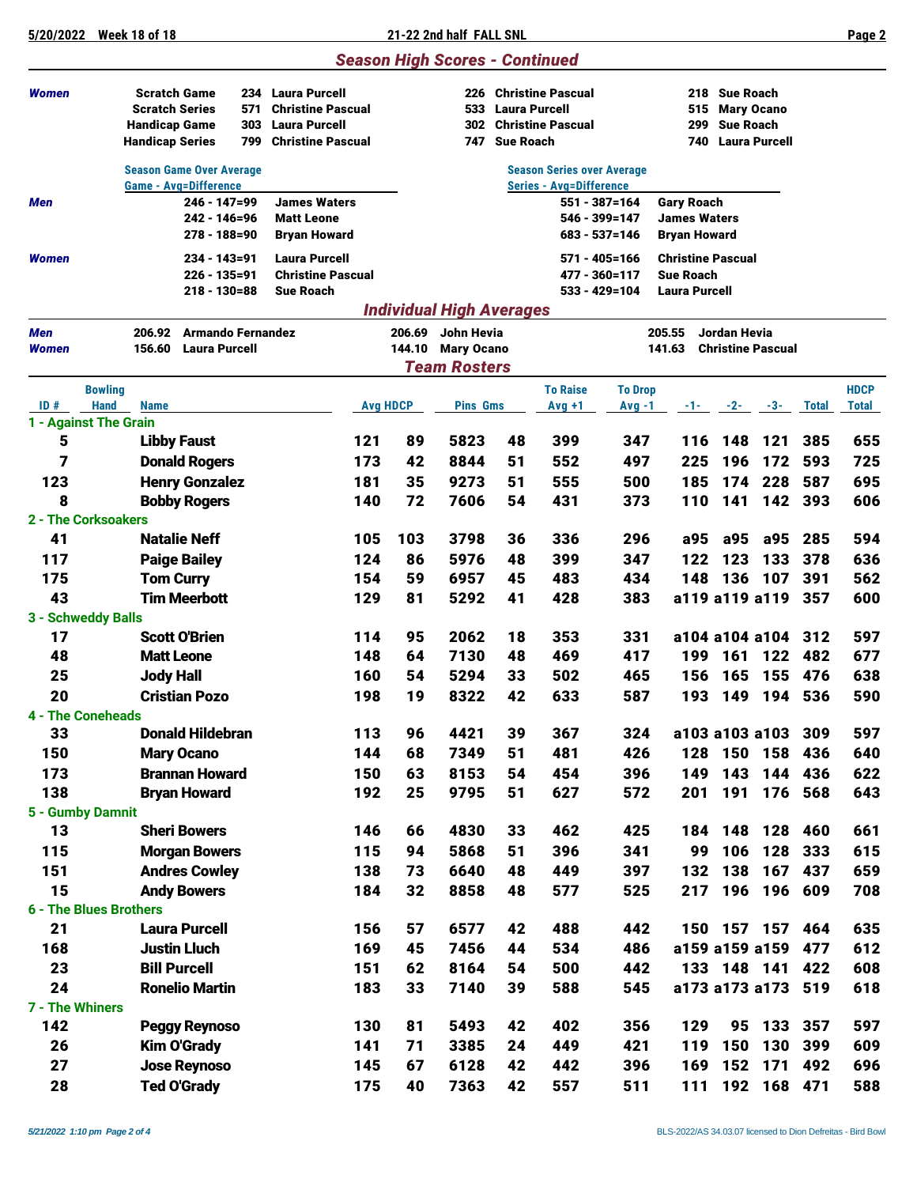## Season High Scores - Continued

| | | | | |
|---|---|---|---|---|
| **Women** | Scratch Game | 234 Laura Purcell | 226 Christine Pascual | 218 Sue Roach |
| | Scratch Series | 571 Christine Pascual | 533 Laura Purcell | 515 Mary Ocano |
| | Handicap Game | 303 Laura Purcell | 302 Christine Pascual | 299 Sue Roach |
| | Handicap Series | 799 Christine Pascual | 747 Sue Roach | 740 Laura Purcell |

| | Season Game Over Average<br>Game - Avg=Difference | | Season Series over Average<br>Series - Avg=Difference | |
|---|---|---|---|---|
| **Men** | 246 - 147=99 | James Waters | 551 - 387=164 | Gary Roach |
| | 242 - 146=96 | Matt Leone | 546 - 399=147 | James Waters |
| | 278 - 188=90 | Bryan Howard | 683 - 537=146 | Bryan Howard |
| **Women** | 234 - 143=91 | Laura Purcell | 571 - 405=166 | Christine Pascual |
| | 226 - 135=91 | Christine Pascual | 477 - 360=117 | Sue Roach |
| | 218 - 130=88 | Sue Roach | 533 - 429=104 | Laura Purcell |

## Individual High Averages

| | | | |
|---|---|---|---|
| **Men** | 206.92 Armando Fernandez | 206.69 John Hevia | 205.55 Jordan Hevia |
| **Women** | 156.60 Laura Purcell | 144.10 Mary Ocano | 141.63 Christine Pascual |

## Team Rosters

| ID # | Bowling Hand | Name | Avg | HDCP | Pins | Gms | To Raise Avg +1 | To Drop Avg -1 | -1- | -2- | -3- | Total | HDCP Total |
|---|---|---|---|---|---|---|---|---|---|---|---|---|---|
| **1 - Against The Grain** | | | | | | | | | | | | | |
| 5 | | Libby Faust | 121 | 89 | 5823 | 48 | 399 | 347 | 116 | 148 | 121 | 385 | 655 |
| 7 | | Donald Rogers | 173 | 42 | 8844 | 51 | 552 | 497 | 225 | 196 | 172 | 593 | 725 |
| 123 | | Henry Gonzalez | 181 | 35 | 9273 | 51 | 555 | 500 | 185 | 174 | 228 | 587 | 695 |
| 8 | | Bobby Rogers | 140 | 72 | 7606 | 54 | 431 | 373 | 110 | 141 | 142 | 393 | 606 |
| **2 - The Corksoakers** | | | | | | | | | | | | | |
| 41 | | Natalie Neff | 105 | 103 | 3798 | 36 | 336 | 296 | a95 | a95 | a95 | 285 | 594 |
| 117 | | Paige Bailey | 124 | 86 | 5976 | 48 | 399 | 347 | 122 | 123 | 133 | 378 | 636 |
| 175 | | Tom Curry | 154 | 59 | 6957 | 45 | 483 | 434 | 148 | 136 | 107 | 391 | 562 |
| 43 | | Tim Meerbott | 129 | 81 | 5292 | 41 | 428 | 383 | a119 | a119 | a119 | 357 | 600 |
| **3 - Schweddy Balls** | | | | | | | | | | | | | |
| 17 | | Scott O'Brien | 114 | 95 | 2062 | 18 | 353 | 331 | a104 | a104 | a104 | 312 | 597 |
| 48 | | Matt Leone | 148 | 64 | 7130 | 48 | 469 | 417 | 199 | 161 | 122 | 482 | 677 |
| 25 | | Jody Hall | 160 | 54 | 5294 | 33 | 502 | 465 | 156 | 165 | 155 | 476 | 638 |
| 20 | | Cristian Pozo | 198 | 19 | 8322 | 42 | 633 | 587 | 193 | 149 | 194 | 536 | 590 |
| **4 - The Coneheads** | | | | | | | | | | | | | |
| 33 | | Donald Hildebran | 113 | 96 | 4421 | 39 | 367 | 324 | a103 | a103 | a103 | 309 | 597 |
| 150 | | Mary Ocano | 144 | 68 | 7349 | 51 | 481 | 426 | 128 | 150 | 158 | 436 | 640 |
| 173 | | Brannan Howard | 150 | 63 | 8153 | 54 | 454 | 396 | 149 | 143 | 144 | 436 | 622 |
| 138 | | Bryan Howard | 192 | 25 | 9795 | 51 | 627 | 572 | 201 | 191 | 176 | 568 | 643 |
| **5 - Gumby Damnit** | | | | | | | | | | | | | |
| 13 | | Sheri Bowers | 146 | 66 | 4830 | 33 | 462 | 425 | 184 | 148 | 128 | 460 | 661 |
| 115 | | Morgan Bowers | 115 | 94 | 5868 | 51 | 396 | 341 | 99 | 106 | 128 | 333 | 615 |
| 151 | | Andres Cowley | 138 | 73 | 6640 | 48 | 449 | 397 | 132 | 138 | 167 | 437 | 659 |
| 15 | | Andy Bowers | 184 | 32 | 8858 | 48 | 577 | 525 | 217 | 196 | 196 | 609 | 708 |
| **6 - The Blues Brothers** | | | | | | | | | | | | | |
| 21 | | Laura Purcell | 156 | 57 | 6577 | 42 | 488 | 442 | 150 | 157 | 157 | 464 | 635 |
| 168 | | Justin Lluch | 169 | 45 | 7456 | 44 | 534 | 486 | a159 | a159 | a159 | 477 | 612 |
| 23 | | Bill Purcell | 151 | 62 | 8164 | 54 | 500 | 442 | 133 | 148 | 141 | 422 | 608 |
| 24 | | Ronelio Martin | 183 | 33 | 7140 | 39 | 588 | 545 | a173 | a173 | a173 | 519 | 618 |
| **7 - The Whiners** | | | | | | | | | | | | | |
| 142 | | Peggy Reynoso | 130 | 81 | 5493 | 42 | 402 | 356 | 129 | 95 | 133 | 357 | 597 |
| 26 | | Kim O'Grady | 141 | 71 | 3385 | 24 | 449 | 421 | 119 | 150 | 130 | 399 | 609 |
| 27 | | Jose Reynoso | 145 | 67 | 6128 | 42 | 442 | 396 | 169 | 152 | 171 | 492 | 696 |
| 28 | | Ted O'Grady | 175 | 40 | 7363 | 42 | 557 | 511 | 111 | 192 | 168 | 471 | 588 |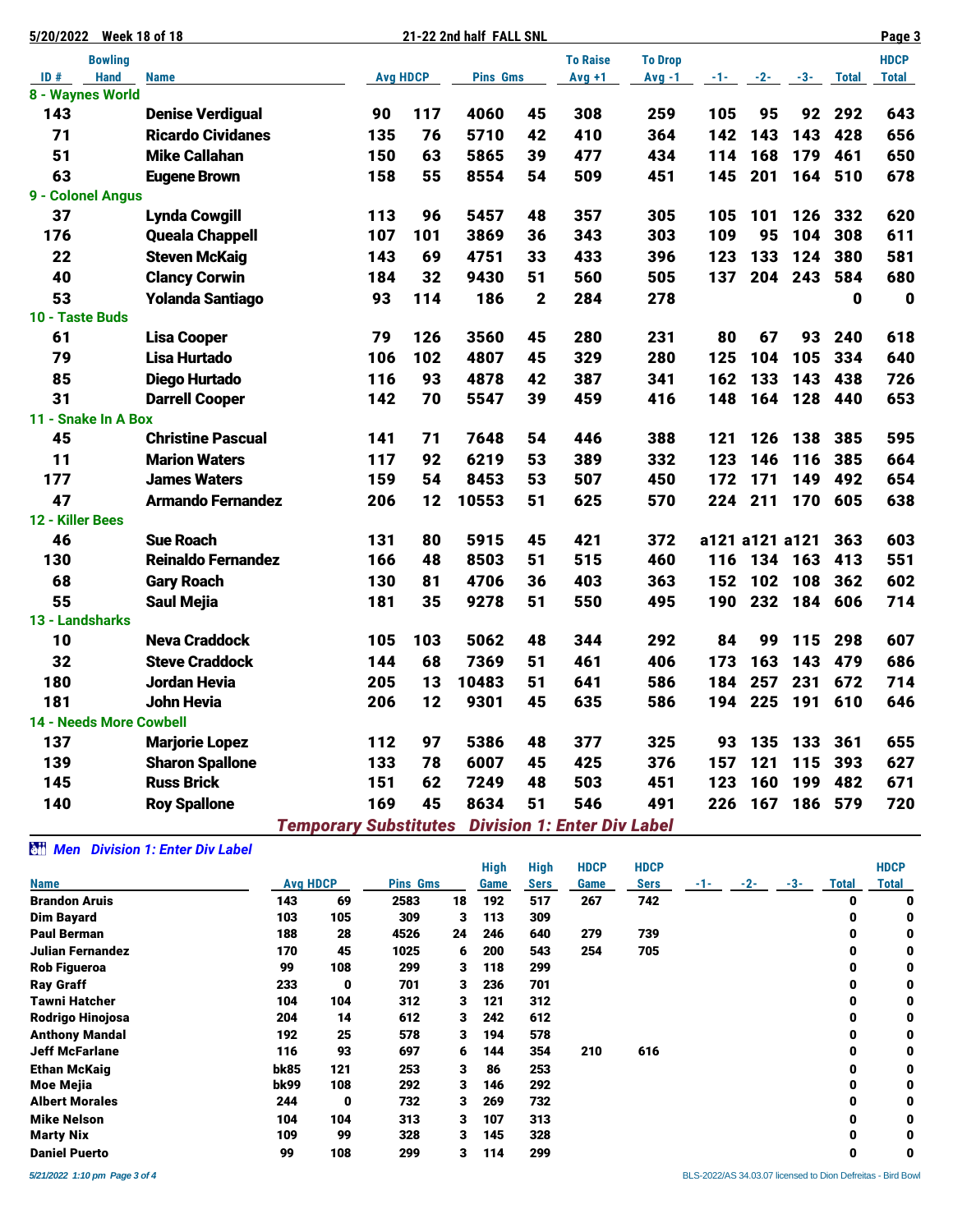5/20/2022 Week 18 of 18 — 21-22 2nd half FALL SNL

| ID # | Bowling Hand | Name | Avg | HDCP | Pins | Gms | To Raise Avg +1 | To Drop Avg -1 | -1- | -2- | -3- | Total | HDCP Total |
|---|---|---|---|---|---|---|---|---|---|---|---|---|---|
| **8 - Waynes World** | | | | | | | | | | | | | |
| 143 | | Denise Verdigual | 90 | 117 | 4060 | 45 | 308 | 259 | 105 | 95 | 92 | 292 | 643 |
| 71 | | Ricardo Cividanes | 135 | 76 | 5710 | 42 | 410 | 364 | 142 | 143 | 143 | 428 | 656 |
| 51 | | Mike Callahan | 150 | 63 | 5865 | 39 | 477 | 434 | 114 | 168 | 179 | 461 | 650 |
| 63 | | Eugene Brown | 158 | 55 | 8554 | 54 | 509 | 451 | 145 | 201 | 164 | 510 | 678 |
| **9 - Colonel Angus** | | | | | | | | | | | | | |
| 37 | | Lynda Cowgill | 113 | 96 | 5457 | 48 | 357 | 305 | 105 | 101 | 126 | 332 | 620 |
| 176 | | Queala Chappell | 107 | 101 | 3869 | 36 | 343 | 303 | 109 | 95 | 104 | 308 | 611 |
| 22 | | Steven McKaig | 143 | 69 | 4751 | 33 | 433 | 396 | 123 | 133 | 124 | 380 | 581 |
| 40 | | Clancy Corwin | 184 | 32 | 9430 | 51 | 560 | 505 | 137 | 204 | 243 | 584 | 680 |
| 53 | | Yolanda Santiago | 93 | 114 | 186 | 2 | 284 | 278 | | | | 0 | 0 |
| **10 - Taste Buds** | | | | | | | | | | | | | |
| 61 | | Lisa Cooper | 79 | 126 | 3560 | 45 | 280 | 231 | 80 | 67 | 93 | 240 | 618 |
| 79 | | Lisa Hurtado | 106 | 102 | 4807 | 45 | 329 | 280 | 125 | 104 | 105 | 334 | 640 |
| 85 | | Diego Hurtado | 116 | 93 | 4878 | 42 | 387 | 341 | 162 | 133 | 143 | 438 | 726 |
| 31 | | Darrell Cooper | 142 | 70 | 5547 | 39 | 459 | 416 | 148 | 164 | 128 | 440 | 653 |
| **11 - Snake In A Box** | | | | | | | | | | | | | |
| 45 | | Christine Pascual | 141 | 71 | 7648 | 54 | 446 | 388 | 121 | 126 | 138 | 385 | 595 |
| 11 | | Marion Waters | 117 | 92 | 6219 | 53 | 389 | 332 | 123 | 146 | 116 | 385 | 664 |
| 177 | | James Waters | 159 | 54 | 8453 | 53 | 507 | 450 | 172 | 171 | 149 | 492 | 654 |
| 47 | | Armando Fernandez | 206 | 12 | 10553 | 51 | 625 | 570 | 224 | 211 | 170 | 605 | 638 |
| **12 - Killer Bees** | | | | | | | | | | | | | |
| 46 | | Sue Roach | 131 | 80 | 5915 | 45 | 421 | 372 | a121 | a121 | a121 | 363 | 603 |
| 130 | | Reinaldo Fernandez | 166 | 48 | 8503 | 51 | 515 | 460 | 116 | 134 | 163 | 413 | 551 |
| 68 | | Gary Roach | 130 | 81 | 4706 | 36 | 403 | 363 | 152 | 102 | 108 | 362 | 602 |
| 55 | | Saul Mejia | 181 | 35 | 9278 | 51 | 550 | 495 | 190 | 232 | 184 | 606 | 714 |
| **13 - Landsharks** | | | | | | | | | | | | | |
| 10 | | Neva Craddock | 105 | 103 | 5062 | 48 | 344 | 292 | 84 | 99 | 115 | 298 | 607 |
| 32 | | Steve Craddock | 144 | 68 | 7369 | 51 | 461 | 406 | 173 | 163 | 143 | 479 | 686 |
| 180 | | Jordan Hevia | 205 | 13 | 10483 | 51 | 641 | 586 | 184 | 257 | 231 | 672 | 714 |
| 181 | | John Hevia | 206 | 12 | 9301 | 45 | 635 | 586 | 194 | 225 | 191 | 610 | 646 |
| **14 - Needs More Cowbell** | | | | | | | | | | | | | |
| 137 | | Marjorie Lopez | 112 | 97 | 5386 | 48 | 377 | 325 | 93 | 135 | 133 | 361 | 655 |
| 139 | | Sharon Spallone | 133 | 78 | 6007 | 45 | 425 | 376 | 157 | 121 | 115 | 393 | 627 |
| 145 | | Russ Brick | 151 | 62 | 7249 | 48 | 503 | 451 | 123 | 160 | 199 | 482 | 671 |
| 140 | | Roy Spallone | 169 | 45 | 8634 | 51 | 546 | 491 | 226 | 167 | 186 | 579 | 720 |

## *Temporary Substitutes Division 1: Enter Div Label*

### *Men Division 1: Enter Div Label*

| Name | Avg | HDCP | Pins | Gms | High Game | High Sers | HDCP Game | HDCP Sers | -1- | -2- | -3- | Total | HDCP Total |
|---|---|---|---|---|---|---|---|---|---|---|---|---|---|
| Brandon Aruis | 143 | 69 | 2583 | 18 | 192 | 517 | 267 | 742 | | | | 0 | 0 |
| Dim Bayard | 103 | 105 | 309 | 3 | 113 | 309 | | | | | | 0 | 0 |
| Paul Berman | 188 | 28 | 4526 | 24 | 246 | 640 | 279 | 739 | | | | 0 | 0 |
| Julian Fernandez | 170 | 45 | 1025 | 6 | 200 | 543 | 254 | 705 | | | | 0 | 0 |
| Rob Figueroa | 99 | 108 | 299 | 3 | 118 | 299 | | | | | | 0 | 0 |
| Ray Graff | 233 | 0 | 701 | 3 | 236 | 701 | | | | | | 0 | 0 |
| Tawni Hatcher | 104 | 104 | 312 | 3 | 121 | 312 | | | | | | 0 | 0 |
| Rodrigo Hinojosa | 204 | 14 | 612 | 3 | 242 | 612 | | | | | | 0 | 0 |
| Anthony Mandal | 192 | 25 | 578 | 3 | 194 | 578 | | | | | | 0 | 0 |
| Jeff McFarlane | 116 | 93 | 697 | 6 | 144 | 354 | 210 | 616 | | | | 0 | 0 |
| Ethan McKaig | bk85 | 121 | 253 | 3 | 86 | 253 | | | | | | 0 | 0 |
| Moe Mejia | bk99 | 108 | 292 | 3 | 146 | 292 | | | | | | 0 | 0 |
| Albert Morales | 244 | 0 | 732 | 3 | 269 | 732 | | | | | | 0 | 0 |
| Mike Nelson | 104 | 104 | 313 | 3 | 107 | 313 | | | | | | 0 | 0 |
| Marty Nix | 109 | 99 | 328 | 3 | 145 | 328 | | | | | | 0 | 0 |
| Daniel Puerto | 99 | 108 | 299 | 3 | 114 | 299 | | | | | | 0 | 0 |

*5/21/2022 1:10 pm*

BLS-2022/AS 34.03.07 licensed to Dion Defreitas - Bird Bowl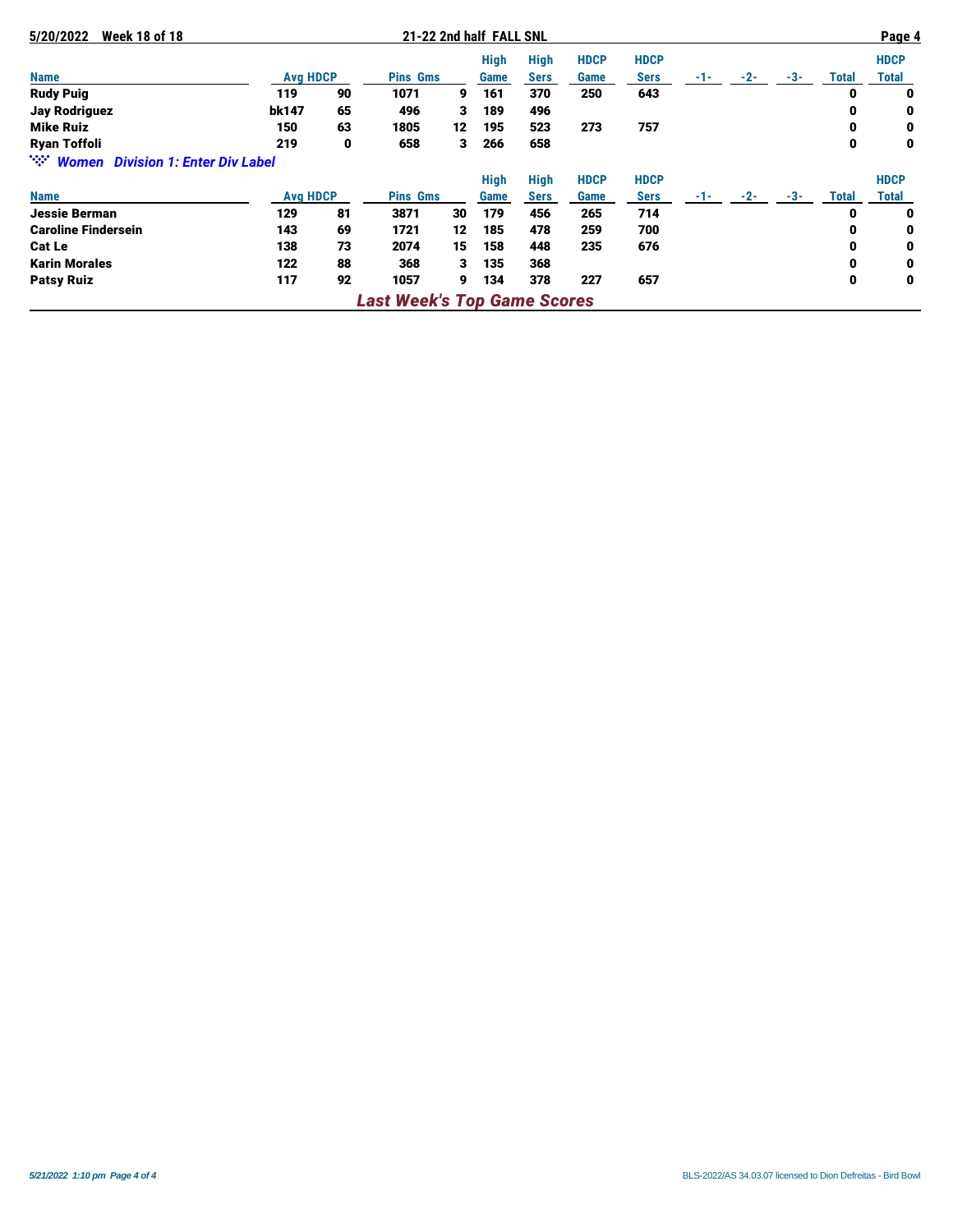| Name | Avg | HDCP | Pins | Gms | High Game | High Sers | HDCP Game | HDCP Sers | -1- | -2- | -3- | Total | HDCP Total |
|---|---|---|---|---|---|---|---|---|---|---|---|---|---|
| **Rudy Puig** | 119 | 90 | 1071 | 9 | 161 | 370 | 250 | 643 | | | | 0 | 0 |
| **Jay Rodriguez** | bk147 | 65 | 496 | 3 | 189 | 496 | | | | | | 0 | 0 |
| **Mike Ruiz** | 150 | 63 | 1805 | 12 | 195 | 523 | 273 | 757 | | | | 0 | 0 |
| **Ryan Toffoli** | 219 | 0 | 658 | 3 | 266 | 658 | | | | | | 0 | 0 |

***Women Division 1: Enter Div Label***

| Name | Avg | HDCP | Pins | Gms | High Game | High Sers | HDCP Game | HDCP Sers | -1- | -2- | -3- | Total | HDCP Total |
|---|---|---|---|---|---|---|---|---|---|---|---|---|---|
| **Jessie Berman** | 129 | 81 | 3871 | 30 | 179 | 456 | 265 | 714 | | | | 0 | 0 |
| **Caroline Findersein** | 143 | 69 | 1721 | 12 | 185 | 478 | 259 | 700 | | | | 0 | 0 |
| **Cat Le** | 138 | 73 | 2074 | 15 | 158 | 448 | 235 | 676 | | | | 0 | 0 |
| **Karin Morales** | 122 | 88 | 368 | 3 | 135 | 368 | | | | | | 0 | 0 |
| **Patsy Ruiz** | 117 | 92 | 1057 | 9 | 134 | 378 | 227 | 657 | | | | 0 | 0 |

***Last Week's Top Game Scores***